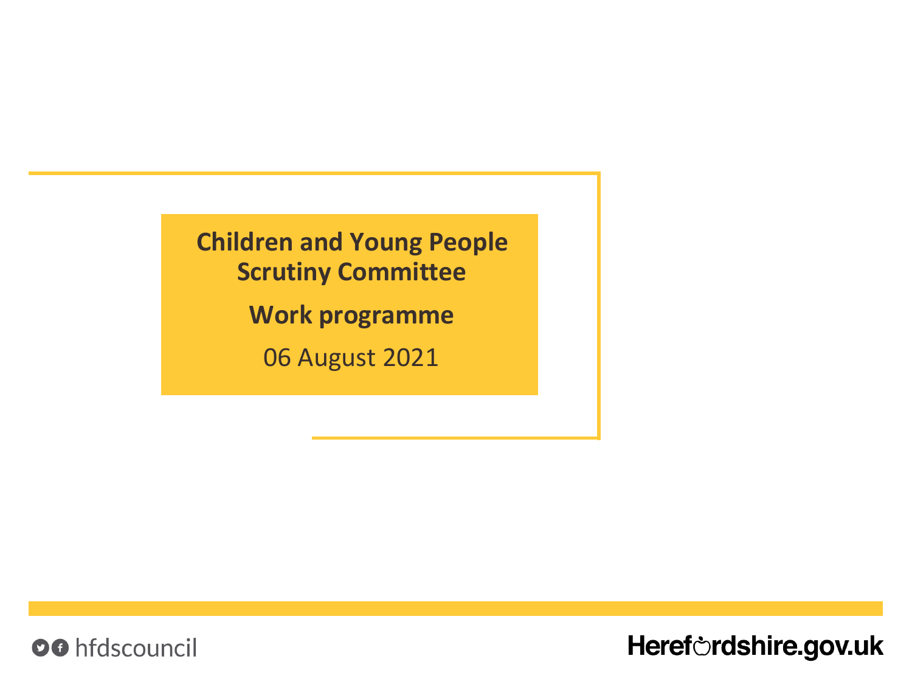# Children and Young People Scrutiny Committee

## Work programme

06 August 2021

hfdscouncil

Herefordshire.gov.uk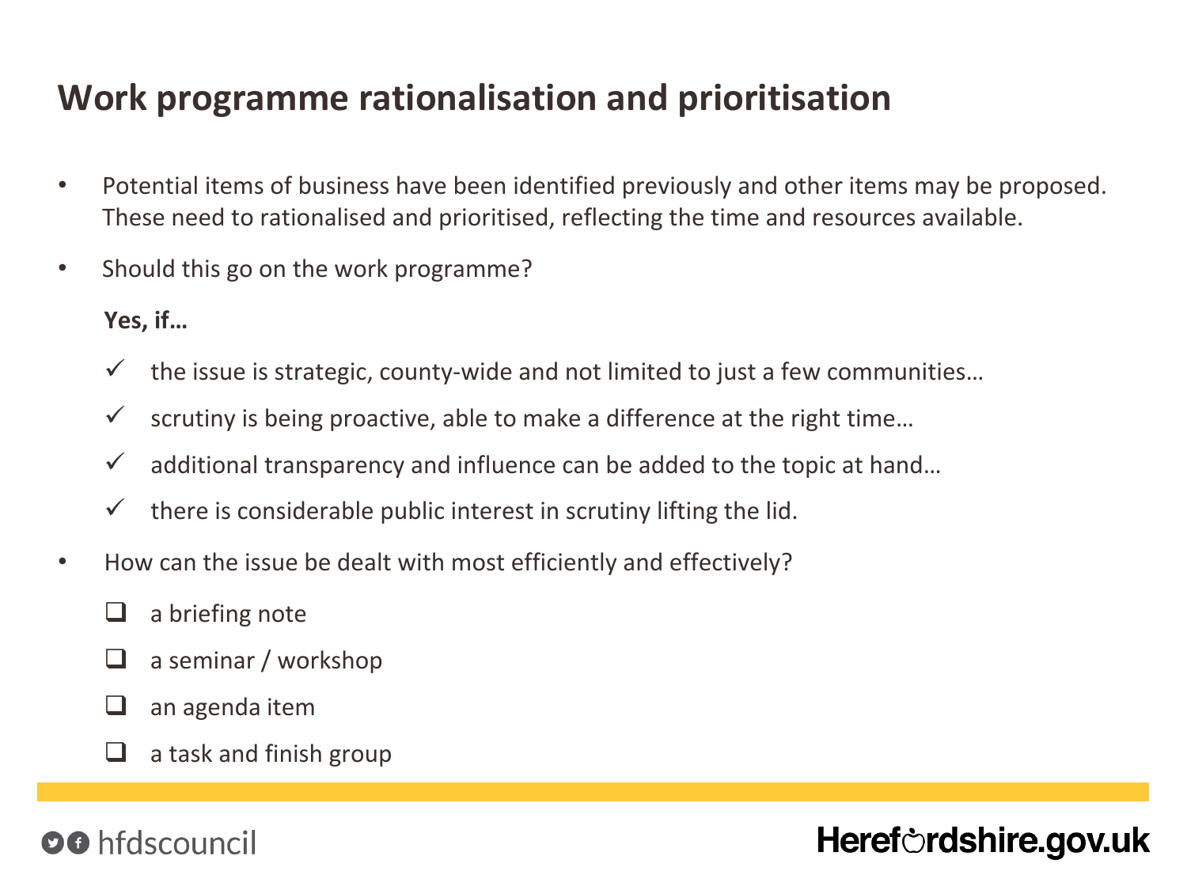# Work programme rationalisation and prioritisation

- Potential items of business have been identified previously and other items may be proposed. These need to rationalised and prioritised, reflecting the time and resources available.
- Should this go on the work programme?

  **Yes, if…**

  ✓ the issue is strategic, county-wide and not limited to just a few communities…

  ✓ scrutiny is being proactive, able to make a difference at the right time…

  ✓ additional transparency and influence can be added to the topic at hand…

  ✓ there is considerable public interest in scrutiny lifting the lid.

- How can the issue be dealt with most efficiently and effectively?

  ❑ a briefing note

  ❑ a seminar / workshop

  ❑ an agenda item

  ❑ a task and finish group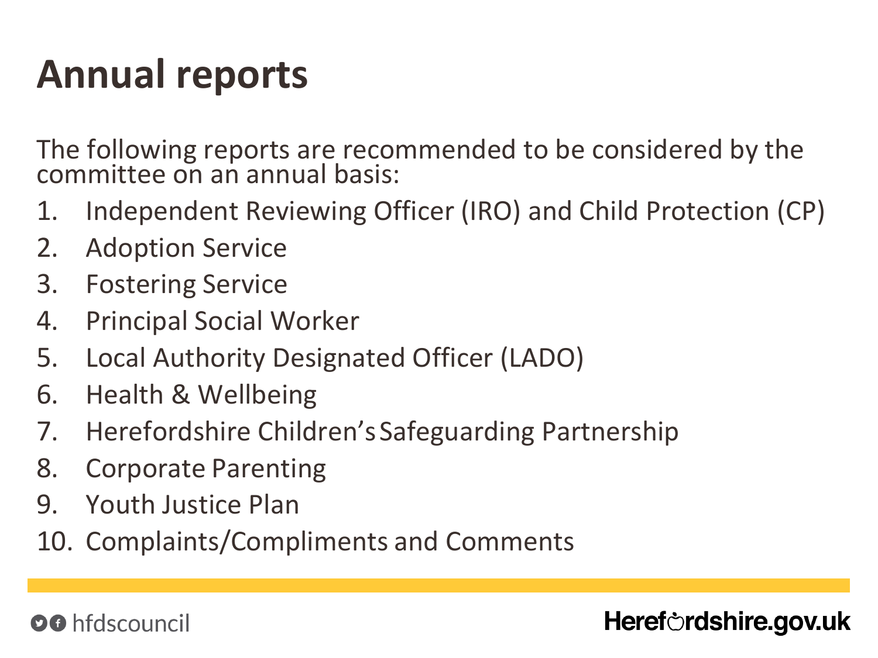# Annual reports

The following reports are recommended to be considered by the committee on an annual basis:

1. Independent Reviewing Officer (IRO) and Child Protection (CP)
2. Adoption Service
3. Fostering Service
4. Principal Social Worker
5. Local Authority Designated Officer (LADO)
6. Health & Wellbeing
7. Herefordshire Children's Safeguarding Partnership
8. Corporate Parenting
9. Youth Justice Plan
10. Complaints/Compliments and Comments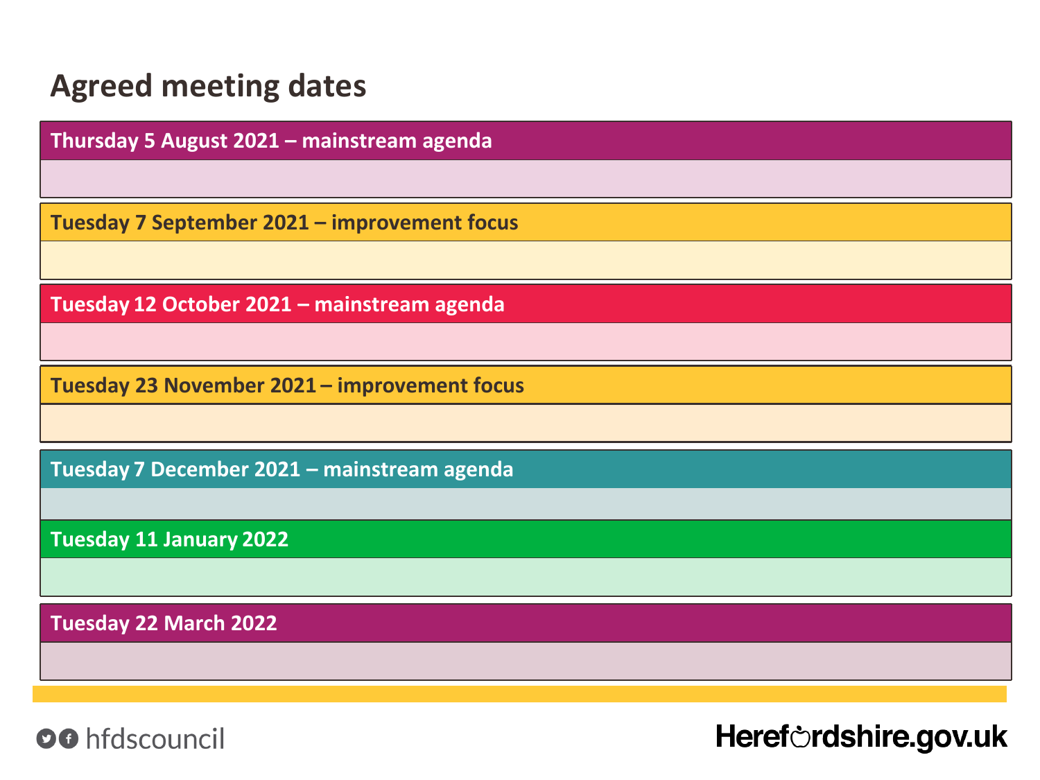# Agreed meeting dates

**Thursday 5 August 2021 – mainstream agenda**

**Tuesday 7 September 2021 – improvement focus**

**Tuesday 12 October 2021 – mainstream agenda**

**Tuesday 23 November 2021 – improvement focus**

**Tuesday 7 December 2021 – mainstream agenda**

**Tuesday 11 January 2022**

**Tuesday 22 March 2022**

hfdscouncil

Herefordshire.gov.uk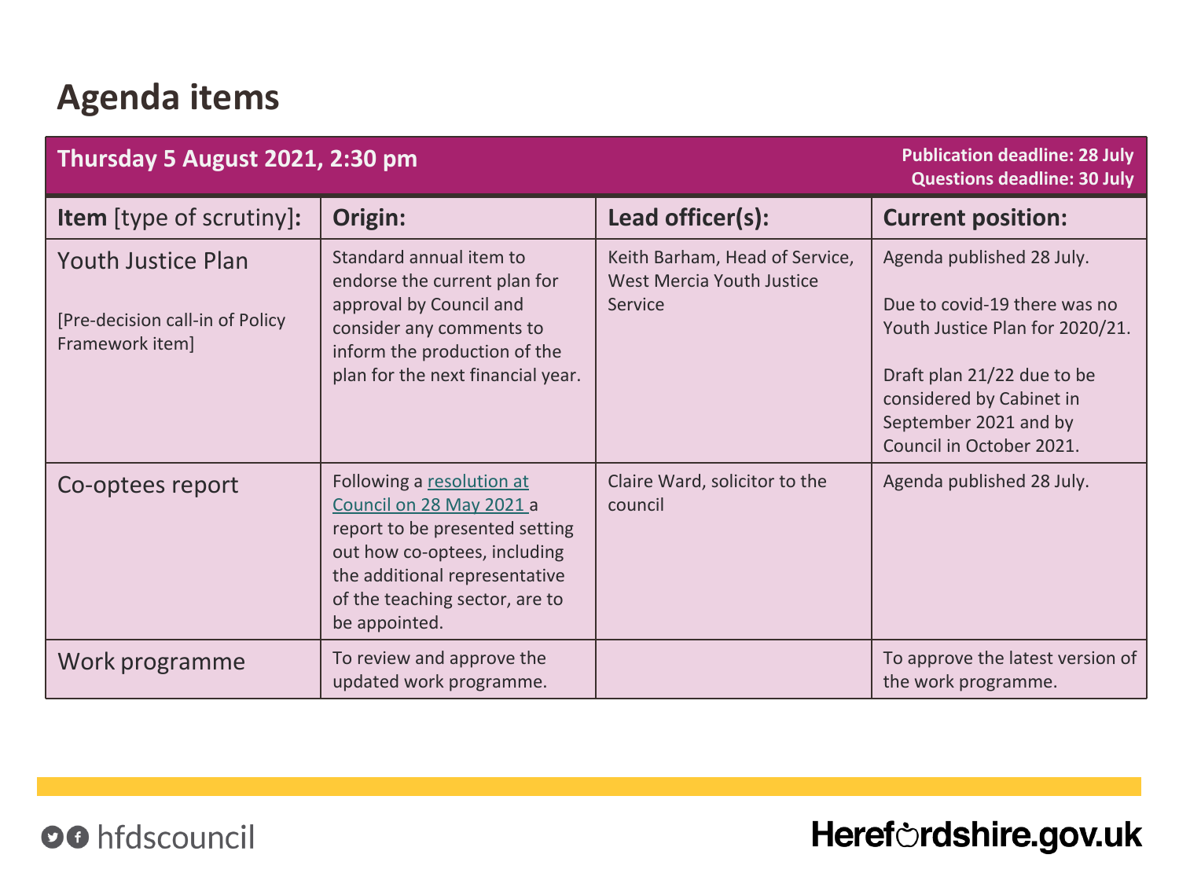# Agenda items

**Thursday 5 August 2021, 2:30 pm**

**Publication deadline: 28 July**
**Questions deadline: 30 July**

| **Item** [type of scrutiny]**:** | **Origin:** | **Lead officer(s):** | **Current position:** |
|---|---|---|---|
| Youth Justice Plan<br><br>[Pre-decision call-in of Policy Framework item] | Standard annual item to endorse the current plan for approval by Council and consider any comments to inform the production of the plan for the next financial year. | Keith Barham, Head of Service, West Mercia Youth Justice Service | Agenda published 28 July.<br><br>Due to covid-19 there was no Youth Justice Plan for 2020/21.<br><br>Draft plan 21/22 due to be considered by Cabinet in September 2021 and by Council in October 2021. |
| Co-optees report | Following a resolution at Council on 28 May 2021 a report to be presented setting out how co-optees, including the additional representative of the teaching sector, are to be appointed. | Claire Ward, solicitor to the council | Agenda published 28 July. |
| Work programme | To review and approve the updated work programme. | | To approve the latest version of the work programme. |

hfdscouncil

Herefordshire.gov.uk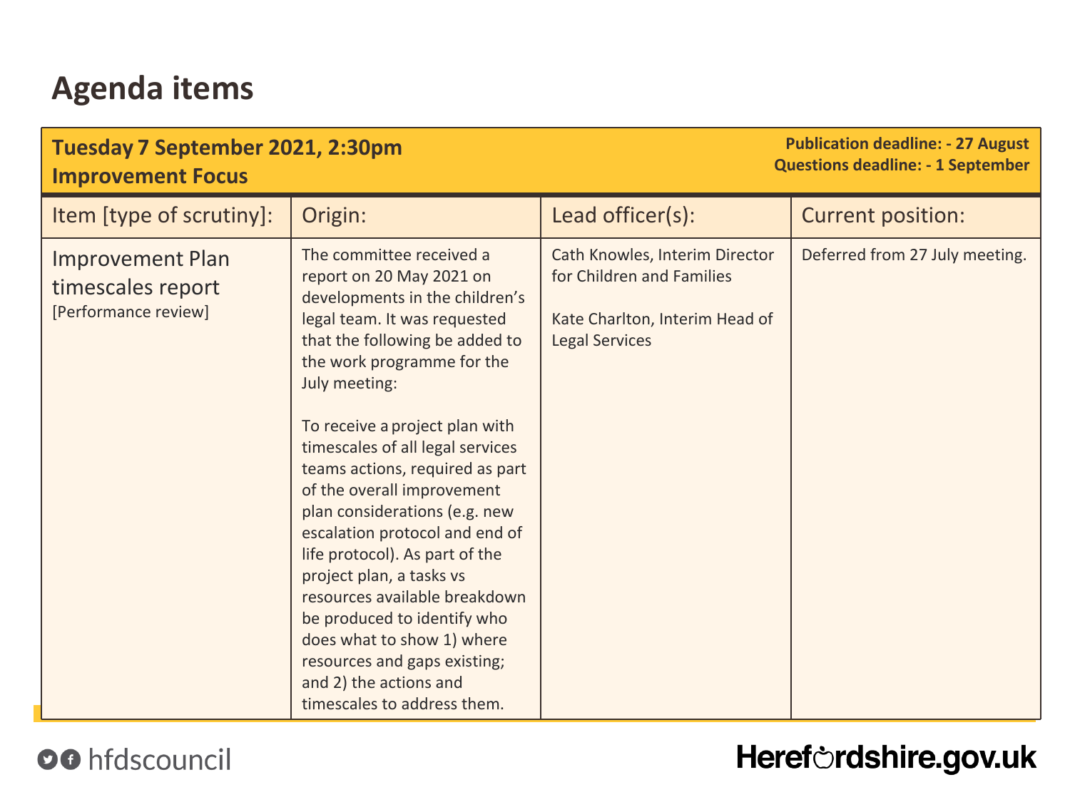# Agenda items

**Tuesday 7 September 2021, 2:30pm**
**Improvement Focus**

**Publication deadline: - 27 August**
**Questions deadline: - 1 September**

| Item [type of scrutiny]: | Origin: | Lead officer(s): | Current position: |
|---|---|---|---|
| Improvement Plan timescales report [Performance review] | The committee received a report on 20 May 2021 on developments in the children's legal team. It was requested that the following be added to the work programme for the July meeting:<br><br>To receive a project plan with timescales of all legal services teams actions, required as part of the overall improvement plan considerations (e.g. new escalation protocol and end of life protocol). As part of the project plan, a tasks vs resources available breakdown be produced to identify who does what to show 1) where resources and gaps existing; and 2) the actions and timescales to address them. | Cath Knowles, Interim Director for Children and Families<br><br>Kate Charlton, Interim Head of Legal Services | Deferred from 27 July meeting. |

hfdscouncil

Herefordshire.gov.uk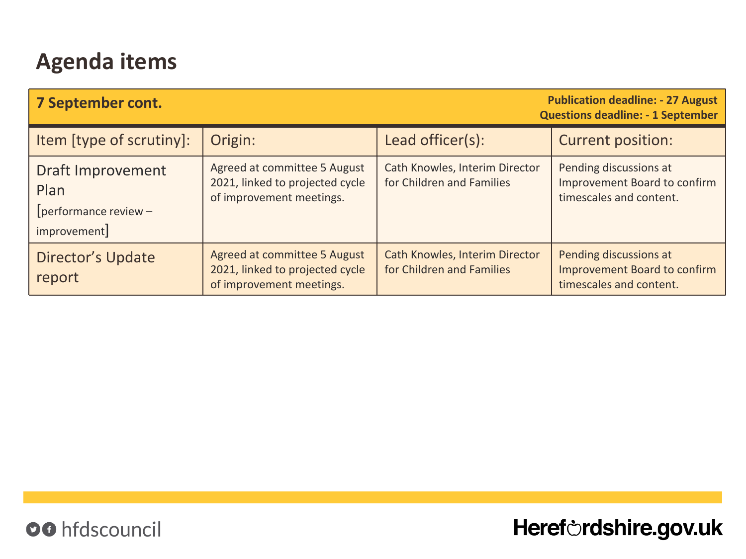# Agenda items

| 7 September cont. | | | Publication deadline: - 27 August<br>Questions deadline: - 1 September |
|---|---|---|---|
| Item [type of scrutiny]: | Origin: | Lead officer(s): | Current position: |
| Draft Improvement Plan [performance review – improvement] | Agreed at committee 5 August 2021, linked to projected cycle of improvement meetings. | Cath Knowles, Interim Director for Children and Families | Pending discussions at Improvement Board to confirm timescales and content. |
| Director's Update report | Agreed at committee 5 August 2021, linked to projected cycle of improvement meetings. | Cath Knowles, Interim Director for Children and Families | Pending discussions at Improvement Board to confirm timescales and content. |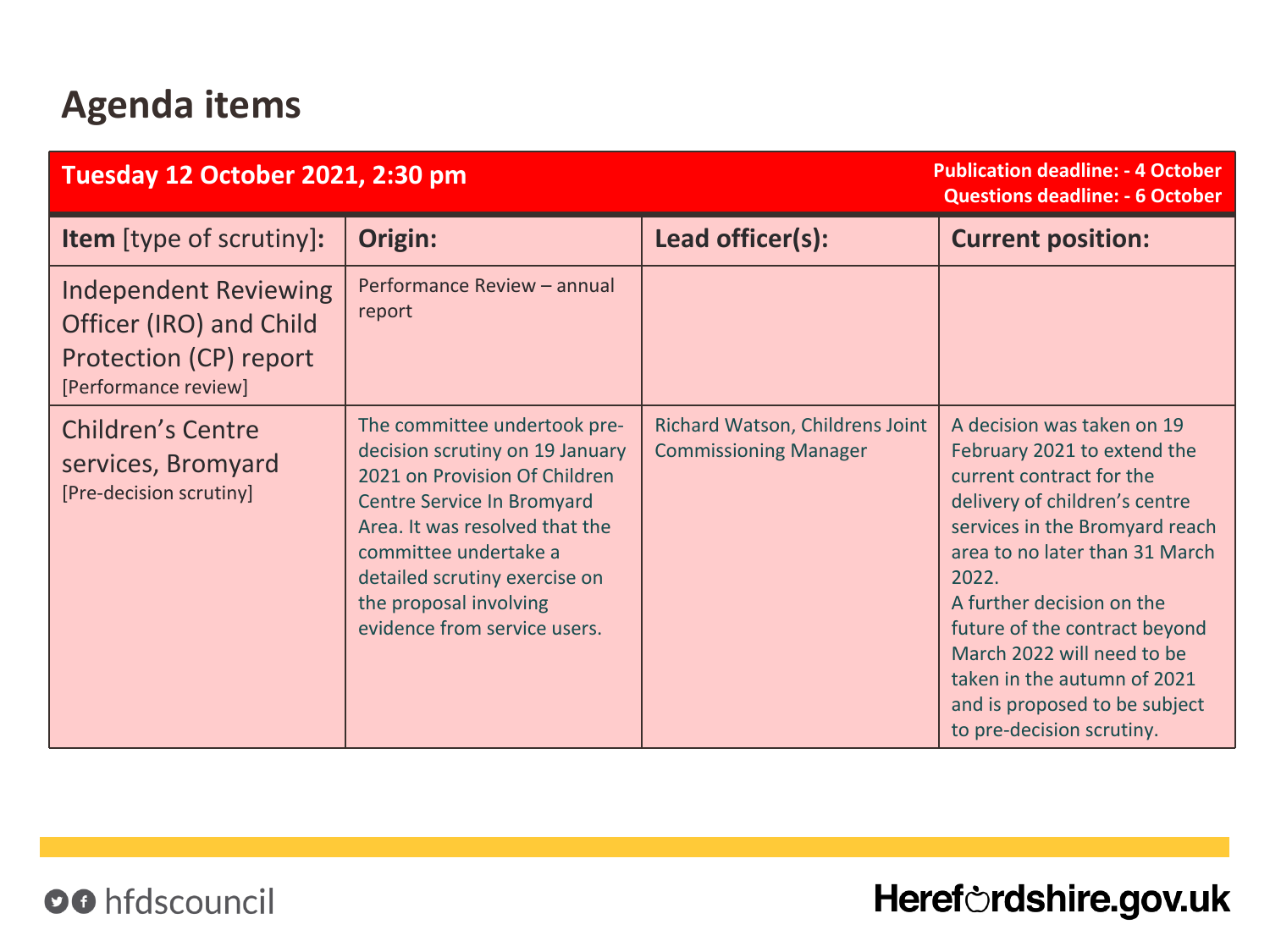# Agenda items

**Tuesday 12 October 2021, 2:30 pm**

**Publication deadline: - 4 October**
**Questions deadline: - 6 October**

| **Item** [type of scrutiny]: | **Origin:** | **Lead officer(s):** | **Current position:** |
|---|---|---|---|
| Independent Reviewing Officer (IRO) and Child Protection (CP) report [Performance review] | Performance Review – annual report | | |
| Children's Centre services, Bromyard [Pre-decision scrutiny] | The committee undertook pre-decision scrutiny on 19 January 2021 on Provision Of Children Centre Service In Bromyard Area. It was resolved that the committee undertake a detailed scrutiny exercise on the proposal involving evidence from service users. | Richard Watson, Childrens Joint Commissioning Manager | A decision was taken on 19 February 2021 to extend the current contract for the delivery of children's centre services in the Bromyard reach area to no later than 31 March 2022. A further decision on the future of the contract beyond March 2022 will need to be taken in the autumn of 2021 and is proposed to be subject to pre-decision scrutiny. |

hfdscouncil

Herefordshire.gov.uk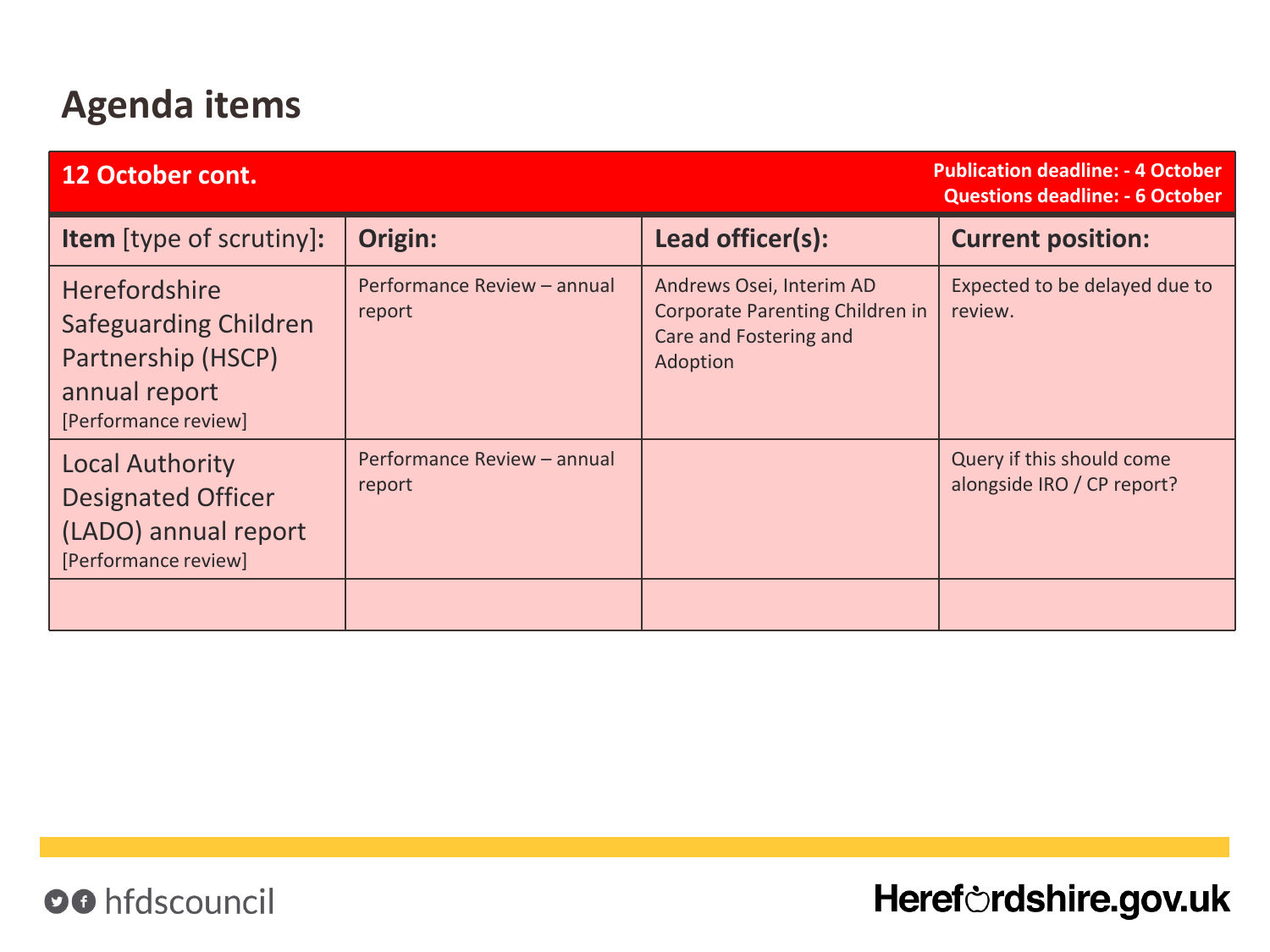# Agenda items

| 12 October cont. | | | Publication deadline: - 4 October<br>Questions deadline: - 6 October |
|---|---|---|---|
| **Item** [type of scrutiny]: | **Origin:** | **Lead officer(s):** | **Current position:** |
| Herefordshire Safeguarding Children Partnership (HSCP) annual report [Performance review] | Performance Review – annual report | Andrews Osei, Interim AD Corporate Parenting Children in Care and Fostering and Adoption | Expected to be delayed due to review. |
| Local Authority Designated Officer (LADO) annual report [Performance review] | Performance Review – annual report | | Query if this should come alongside IRO / CP report? |
| | | | |

hfdscouncil

Herefordshire.gov.uk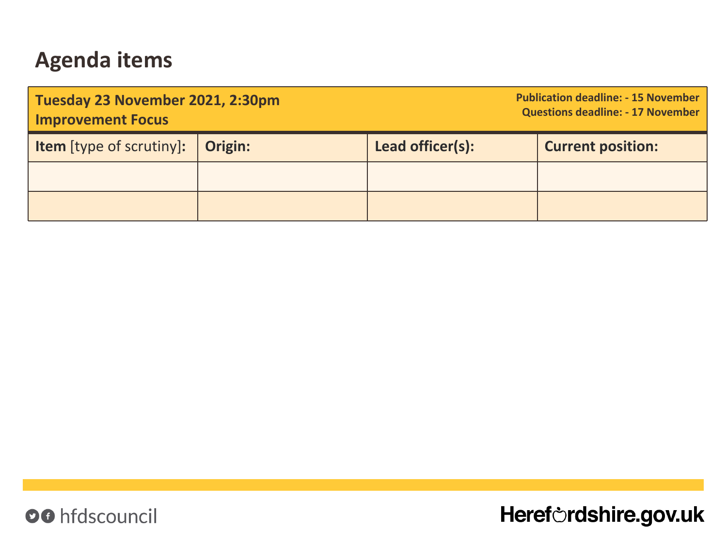# Agenda items

**Tuesday 23 November 2021, 2:30pm**
**Improvement Focus**

**Publication deadline: - 15 November**
**Questions deadline: - 17 November**

| **Item** [type of scrutiny]: | **Origin:** | **Lead officer(s):** | **Current position:** |
|---|---|---|---|
| | | | |
| | | | |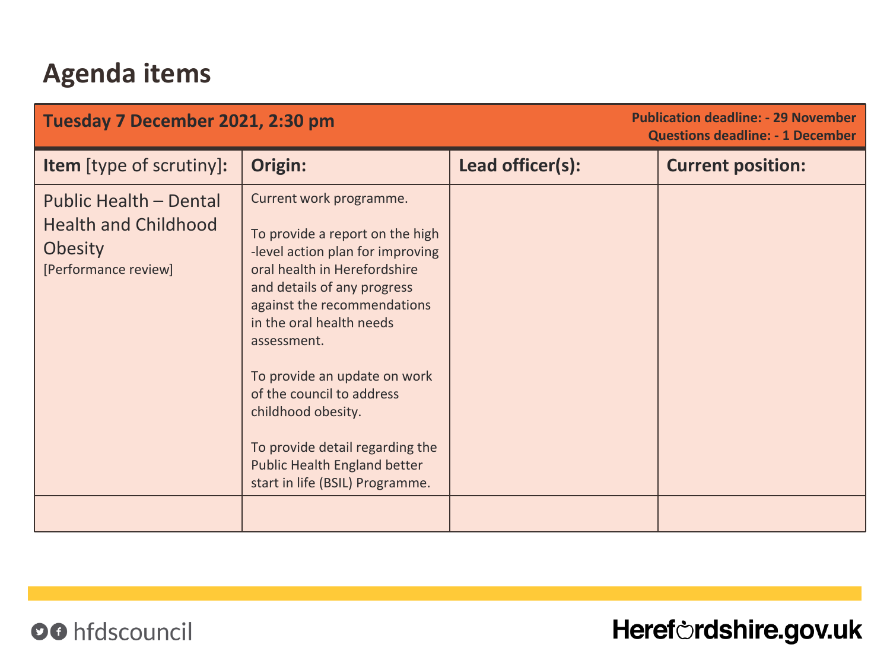# Agenda items

| Tuesday 7 December 2021, 2:30 pm | | | Publication deadline: - 29 November<br>Questions deadline: - 1 December |
|---|---|---|---|
| **Item** [type of scrutiny]**:** | **Origin:** | **Lead officer(s):** | **Current position:** |
| Public Health – Dental Health and Childhood Obesity<br>[Performance review] | Current work programme.<br><br>To provide a report on the high -level action plan for improving oral health in Herefordshire and details of any progress against the recommendations in the oral health needs assessment.<br><br>To provide an update on work of the council to address childhood obesity.<br><br>To provide detail regarding the Public Health England better start in life (BSIL) Programme. | | |
| | | | |

hfdscouncil

Herefordshire.gov.uk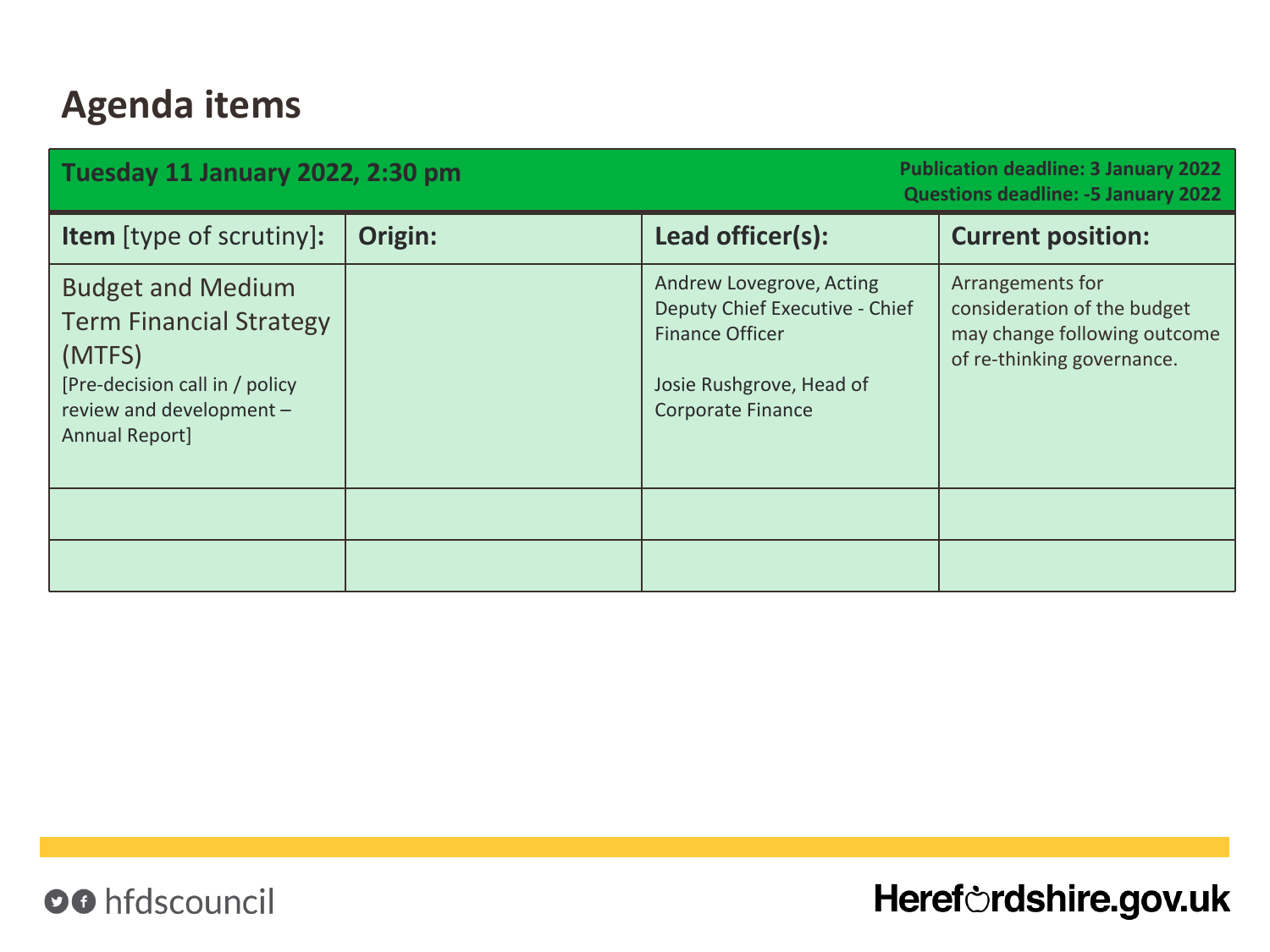# Agenda items

| Tuesday 11 January 2022, 2:30 pm | | | Publication deadline: 3 January 2022<br>Questions deadline: -5 January 2022 |
|---|---|---|---|
| **Item** [type of scrutiny]**:** | **Origin:** | **Lead officer(s):** | **Current position:** |
| Budget and Medium Term Financial Strategy (MTFS)<br>[Pre-decision call in / policy review and development – Annual Report] | | Andrew Lovegrove, Acting Deputy Chief Executive - Chief Finance Officer<br><br>Josie Rushgrove, Head of Corporate Finance | Arrangements for consideration of the budget may change following outcome of re-thinking governance. |
| | | | |
| | | | |

hfdscouncil

Herefordshire.gov.uk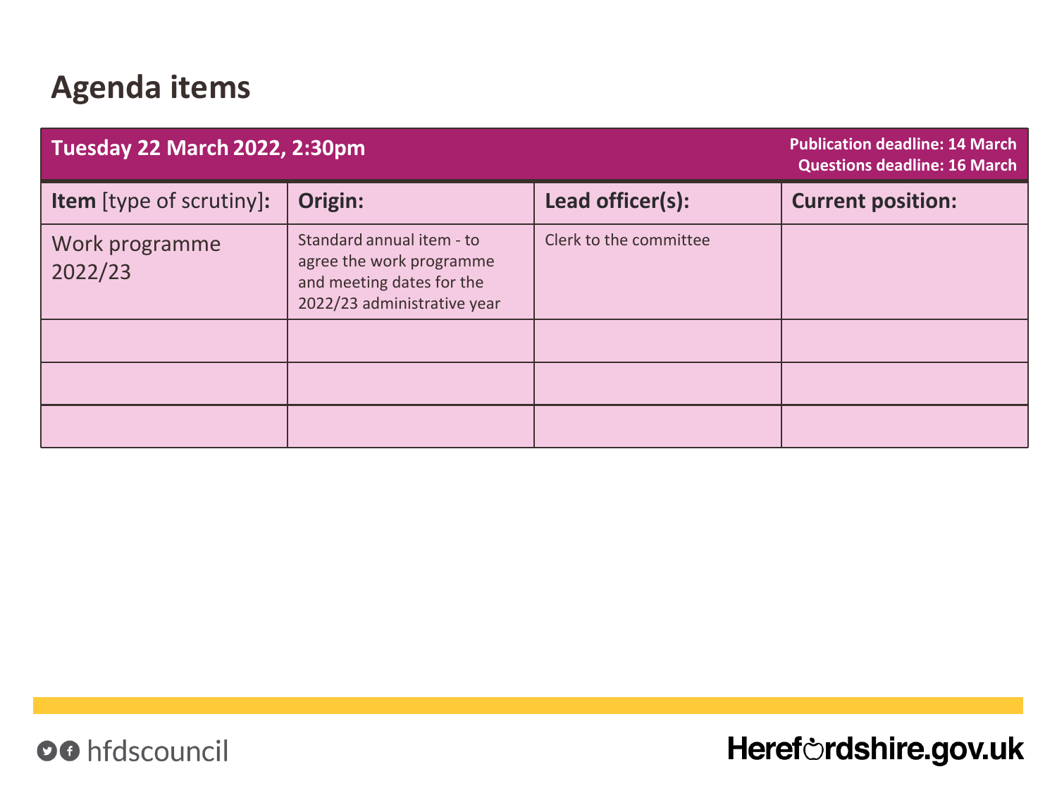# Agenda items

| Tuesday 22 March 2022, 2:30pm | | | Publication deadline: 14 March<br>Questions deadline: 16 March |
|---|---|---|---|
| **Item** [type of scrutiny]: | **Origin:** | **Lead officer(s):** | **Current position:** |
| Work programme 2022/23 | Standard annual item - to agree the work programme and meeting dates for the 2022/23 administrative year | Clerk to the committee | |
| | | | |
| | | | |
| | | | |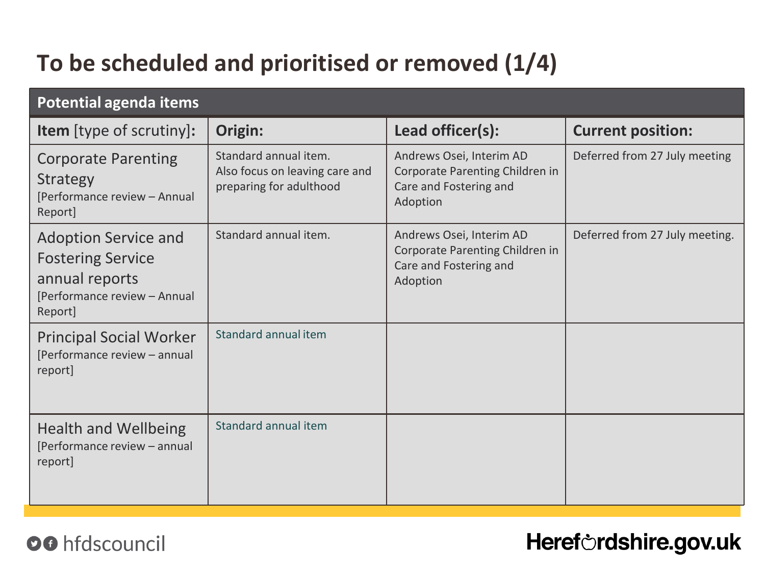# To be scheduled and prioritised or removed (1/4)

| Potential agenda items | | | |
|---|---|---|---|
| **Item** [type of scrutiny]: | **Origin:** | **Lead officer(s):** | **Current position:** |
| Corporate Parenting Strategy [Performance review – Annual Report] | Standard annual item. Also focus on leaving care and preparing for adulthood | Andrews Osei, Interim AD Corporate Parenting Children in Care and Fostering and Adoption | Deferred from 27 July meeting |
| Adoption Service and Fostering Service annual reports [Performance review – Annual Report] | Standard annual item. | Andrews Osei, Interim AD Corporate Parenting Children in Care and Fostering and Adoption | Deferred from 27 July meeting. |
| Principal Social Worker [Performance review – annual report] | Standard annual item | | |
| Health and Wellbeing [Performance review – annual report] | Standard annual item | | |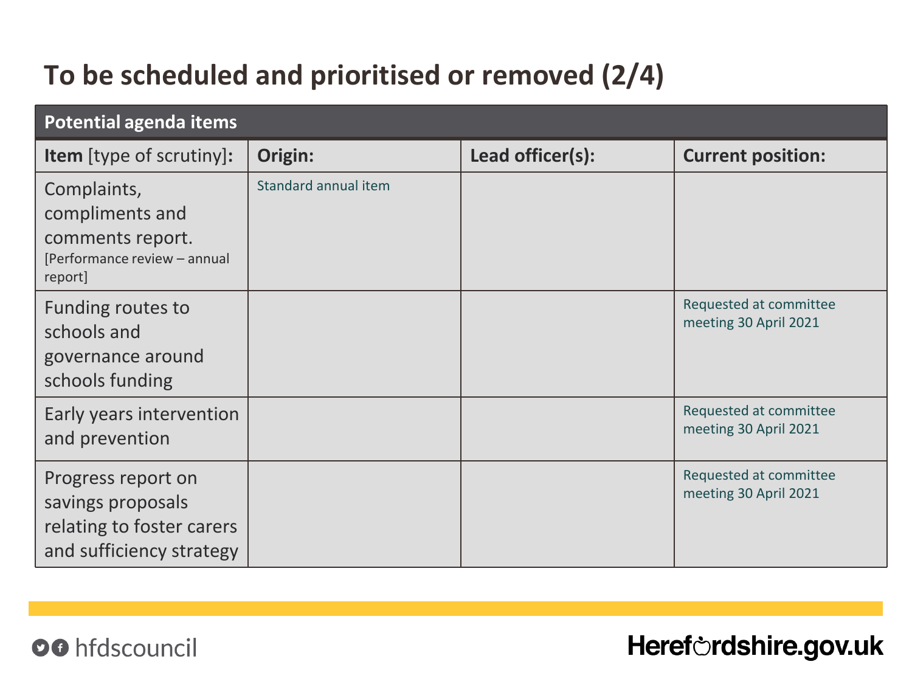# To be scheduled and prioritised or removed (2/4)

| Potential agenda items | | | |
|---|---|---|---|
| **Item** [type of scrutiny]: | **Origin:** | **Lead officer(s):** | **Current position:** |
| Complaints, compliments and comments report. [Performance review – annual report] | Standard annual item | | |
| Funding routes to schools and governance around schools funding | | | Requested at committee meeting 30 April 2021 |
| Early years intervention and prevention | | | Requested at committee meeting 30 April 2021 |
| Progress report on savings proposals relating to foster carers and sufficiency strategy | | | Requested at committee meeting 30 April 2021 |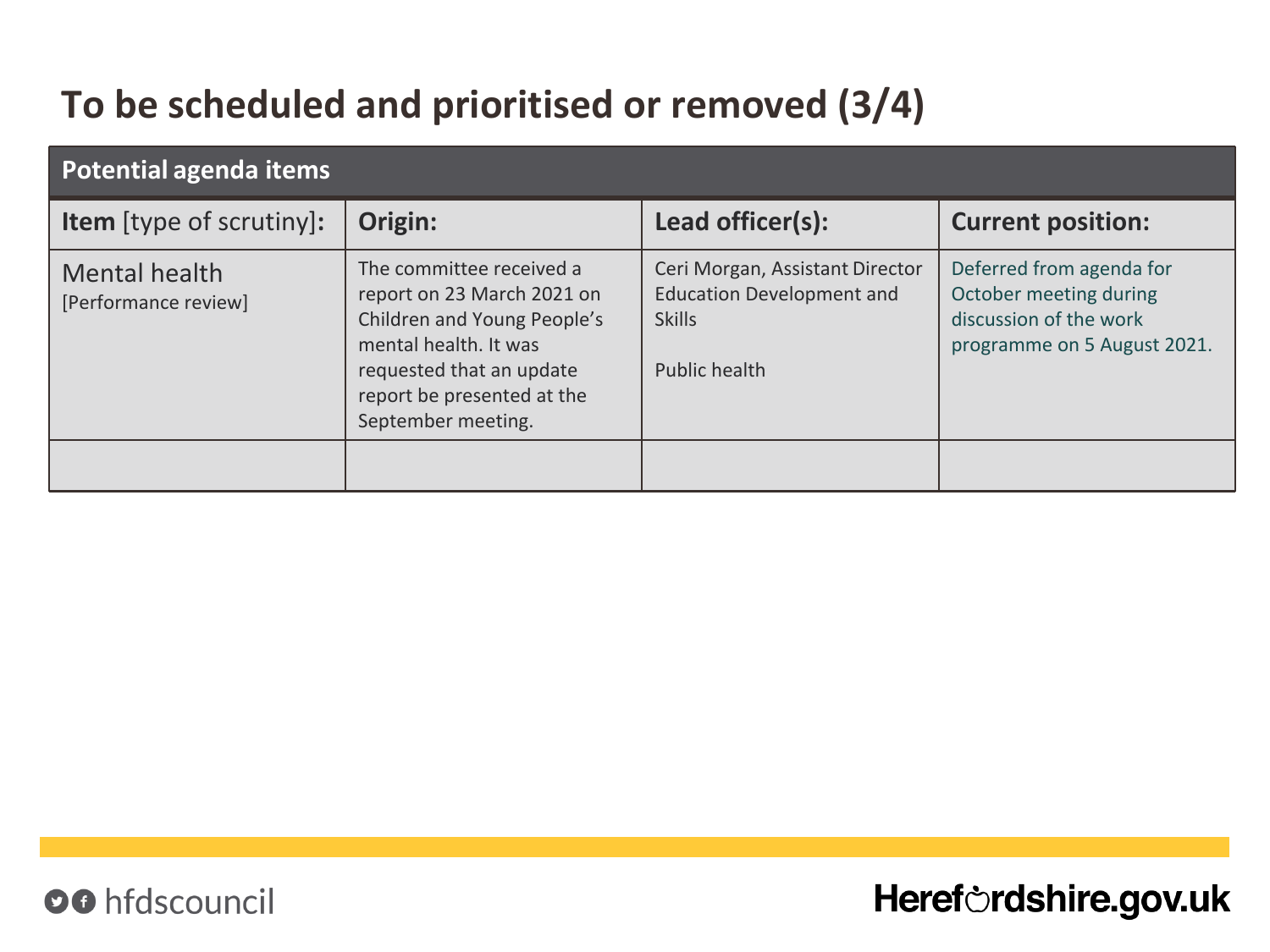# To be scheduled and prioritised or removed (3/4)

| Potential agenda items | | | |
|---|---|---|---|
| **Item** [type of scrutiny]**:** | **Origin:** | **Lead officer(s):** | **Current position:** |
| Mental health [Performance review] | The committee received a report on 23 March 2021 on Children and Young People's mental health. It was requested that an update report be presented at the September meeting. | Ceri Morgan, Assistant Director Education Development and Skills<br><br>Public health | Deferred from agenda for October meeting during discussion of the work programme on 5 August 2021. |
| | | | |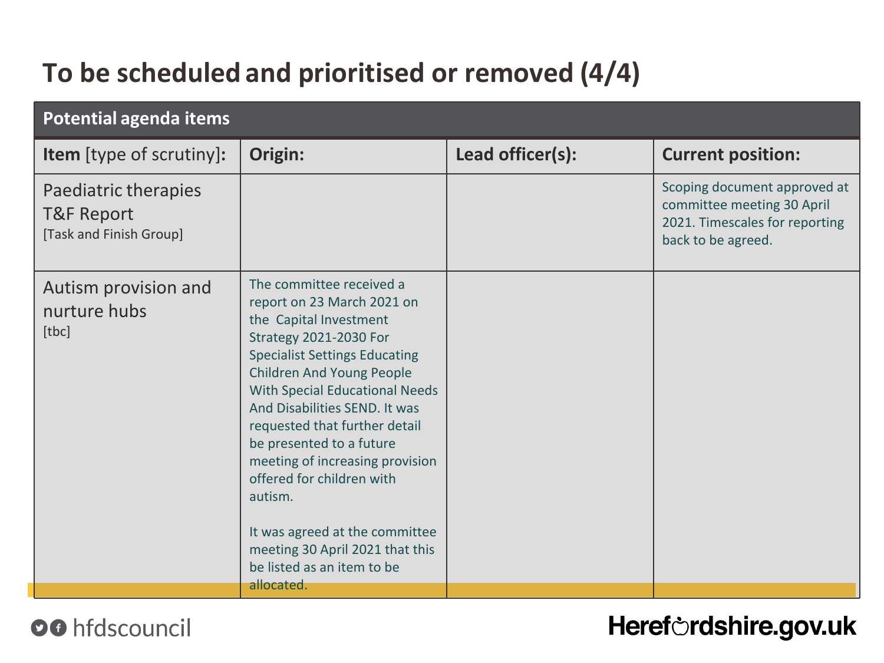# To be scheduled and prioritised or removed (4/4)

| Potential agenda items | | | |
|---|---|---|---|
| **Item** [type of scrutiny]: | **Origin:** | **Lead officer(s):** | **Current position:** |
| Paediatric therapies T&F Report [Task and Finish Group] | | | Scoping document approved at committee meeting 30 April 2021. Timescales for reporting back to be agreed. |
| Autism provision and nurture hubs [tbc] | The committee received a report on 23 March 2021 on the Capital Investment Strategy 2021-2030 For Specialist Settings Educating Children And Young People With Special Educational Needs And Disabilities SEND. It was requested that further detail be presented to a future meeting of increasing provision offered for children with autism.<br><br>It was agreed at the committee meeting 30 April 2021 that this be listed as an item to be allocated. | | |

hfdscouncil

Herefordshire.gov.uk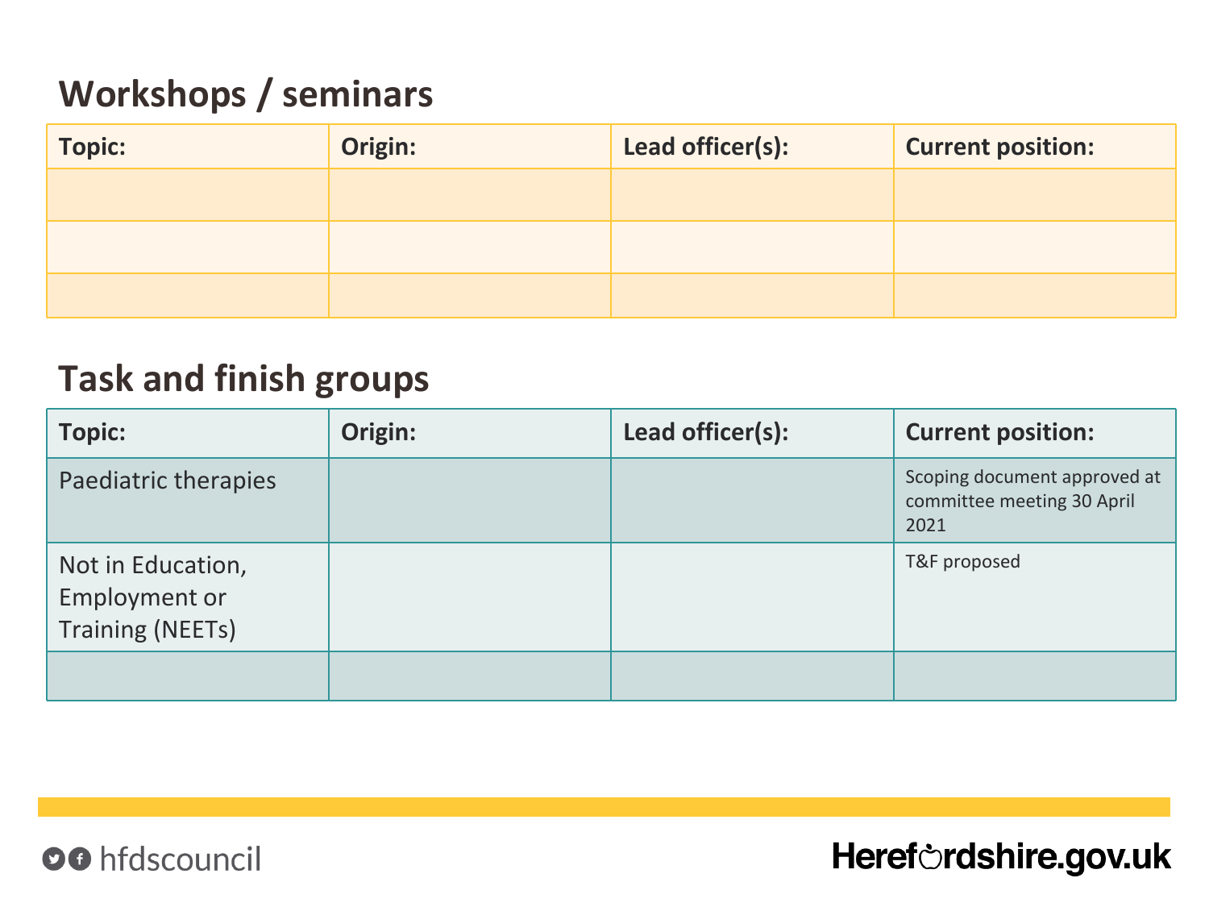## Workshops / seminars

| Topic: | Origin: | Lead officer(s): | Current position: |
|---|---|---|---|
| | | | |
| | | | |
| | | | |

## Task and finish groups

| Topic: | Origin: | Lead officer(s): | Current position: |
|---|---|---|---|
| Paediatric therapies | | | Scoping document approved at committee meeting 30 April 2021 |
| Not in Education, Employment or Training (NEETs) | | | T&F proposed |
| | | | |

hfdscouncil

Herefordshire.gov.uk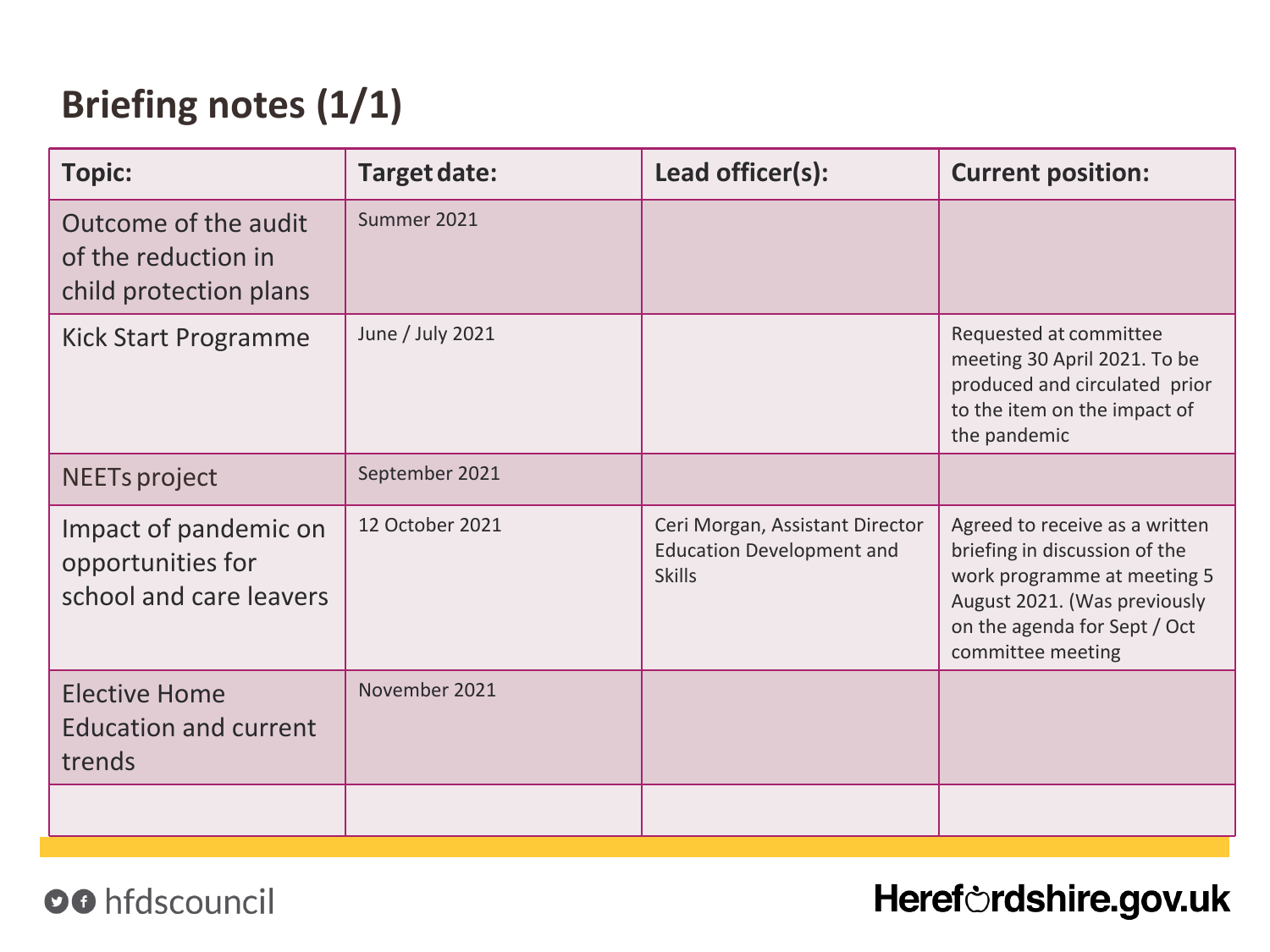# Briefing notes (1/1)

| Topic: | Target date: | Lead officer(s): | Current position: |
|---|---|---|---|
| Outcome of the audit of the reduction in child protection plans | Summer 2021 | | |
| Kick Start Programme | June / July 2021 | | Requested at committee meeting 30 April 2021. To be produced and circulated prior to the item on the impact of the pandemic |
| NEETs project | September 2021 | | |
| Impact of pandemic on opportunities for school and care leavers | 12 October 2021 | Ceri Morgan, Assistant Director Education Development and Skills | Agreed to receive as a written briefing in discussion of the work programme at meeting 5 August 2021. (Was previously on the agenda for Sept / Oct committee meeting |
| Elective Home Education and current trends | November 2021 | | |
| | | | |

hfdscouncil

Herefordshire.gov.uk